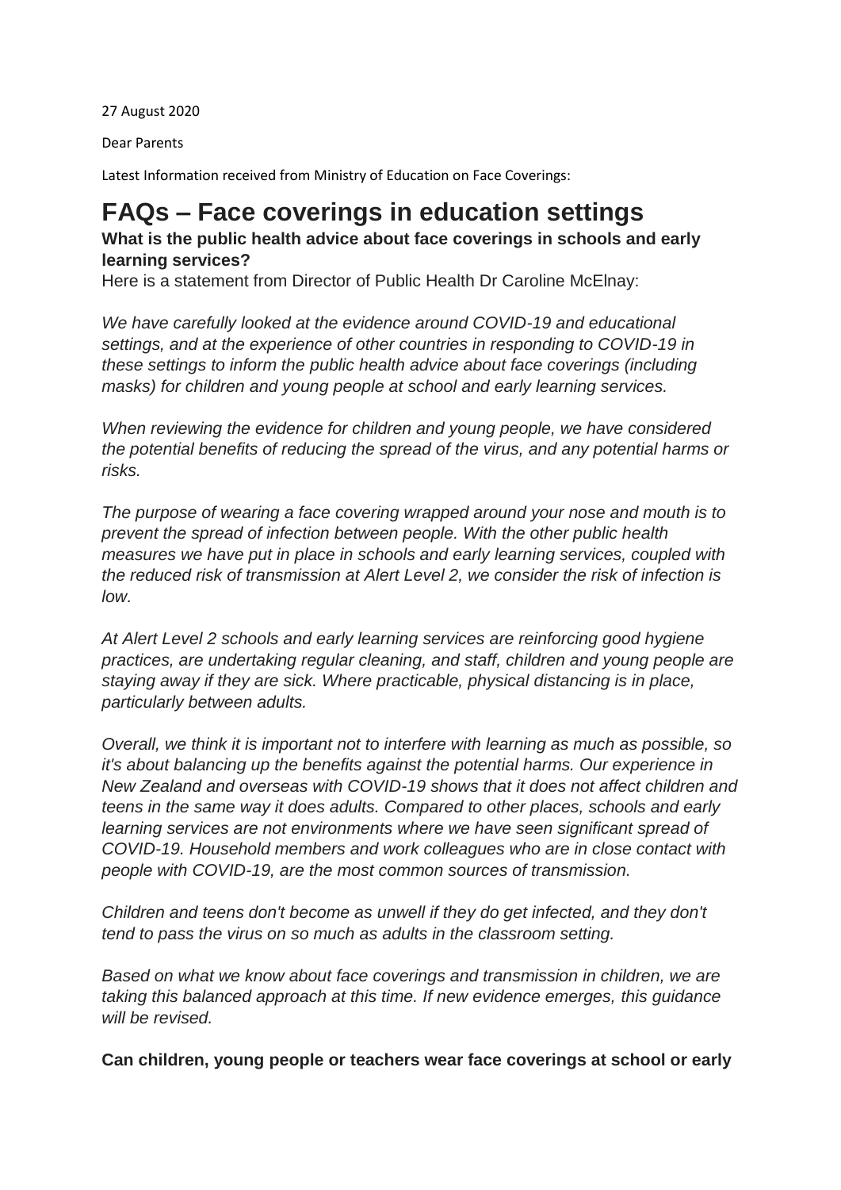27 August 2020

Dear Parents

Latest Information received from Ministry of Education on Face Coverings:

# FAQs – Face coverings in education settings

**What is the public health advice about face coverings in schools and early learning services?**

Here is a statement from Director of Public Health Dr Caroline McElnay:

*We have carefully looked at the evidence around COVID-19 and educational settings, and at the experience of other countries in responding to COVID-19 in these settings to inform the public health advice about face coverings (including masks) for children and young people at school and early learning services.*

*When reviewing the evidence for children and young people, we have considered the potential benefits of reducing the spread of the virus, and any potential harms or risks.*

*The purpose of wearing a face covering wrapped around your nose and mouth is to prevent the spread of infection between people. With the other public health measures we have put in place in schools and early learning services, coupled with the reduced risk of transmission at Alert Level 2, we consider the risk of infection is low.*

*At Alert Level 2 schools and early learning services are reinforcing good hygiene practices, are undertaking regular cleaning, and staff, children and young people are staying away if they are sick. Where practicable, physical distancing is in place, particularly between adults.*

*Overall, we think it is important not to interfere with learning as much as possible, so it's about balancing up the benefits against the potential harms. Our experience in New Zealand and overseas with COVID-19 shows that it does not affect children and teens in the same way it does adults. Compared to other places, schools and early learning services are not environments where we have seen significant spread of COVID-19. Household members and work colleagues who are in close contact with people with COVID-19, are the most common sources of transmission.*

*Children and teens don't become as unwell if they do get infected, and they don't tend to pass the virus on so much as adults in the classroom setting.*

*Based on what we know about face coverings and transmission in children, we are taking this balanced approach at this time. If new evidence emerges, this guidance will be revised.*

**Can children, young people or teachers wear face coverings at school or early**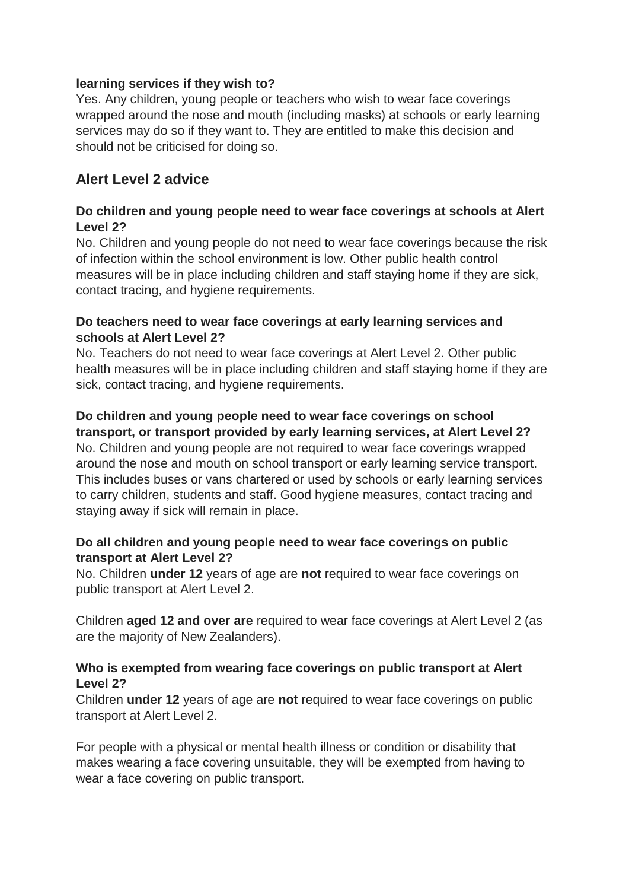**learning services if they wish to?**

Yes. Any children, young people or teachers who wish to wear face coverings wrapped around the nose and mouth (including masks) at schools or early learning services may do so if they want to. They are entitled to make this decision and should not be criticised for doing so.

## Alert Level 2 advice

**Do children and young people need to wear face coverings at schools at Alert Level 2?**

No. Children and young people do not need to wear face coverings because the risk of infection within the school environment is low. Other public health control measures will be in place including children and staff staying home if they are sick, contact tracing, and hygiene requirements.

**Do teachers need to wear face coverings at early learning services and schools at Alert Level 2?**

No. Teachers do not need to wear face coverings at Alert Level 2. Other public health measures will be in place including children and staff staying home if they are sick, contact tracing, and hygiene requirements.

**Do children and young people need to wear face coverings on school transport, or transport provided by early learning services, at Alert Level 2?**

No. Children and young people are not required to wear face coverings wrapped around the nose and mouth on school transport or early learning service transport. This includes buses or vans chartered or used by schools or early learning services to carry children, students and staff. Good hygiene measures, contact tracing and staying away if sick will remain in place.

**Do all children and young people need to wear face coverings on public transport at Alert Level 2?**

No. Children **under 12** years of age are **not** required to wear face coverings on public transport at Alert Level 2.

Children **aged 12 and over are** required to wear face coverings at Alert Level 2 (as are the majority of New Zealanders).

**Who is exempted from wearing face coverings on public transport at Alert Level 2?**

Children **under 12** years of age are **not** required to wear face coverings on public transport at Alert Level 2.

For people with a physical or mental health illness or condition or disability that makes wearing a face covering unsuitable, they will be exempted from having to wear a face covering on public transport.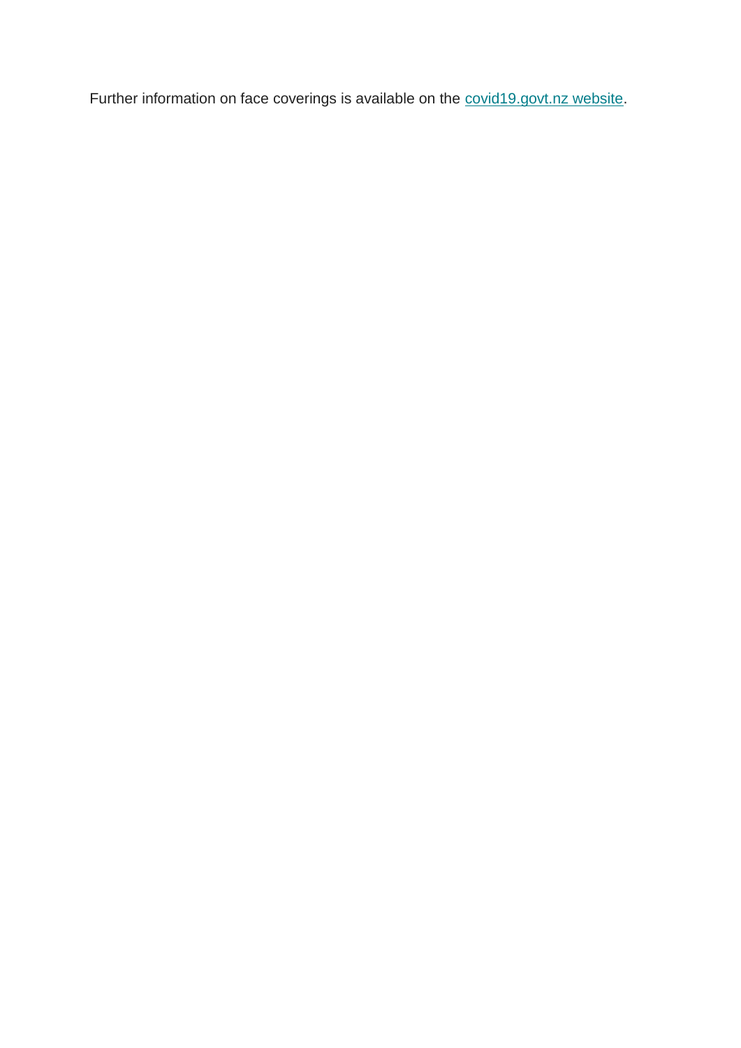Further information on face coverings is available on the covid19.govt.nz website.